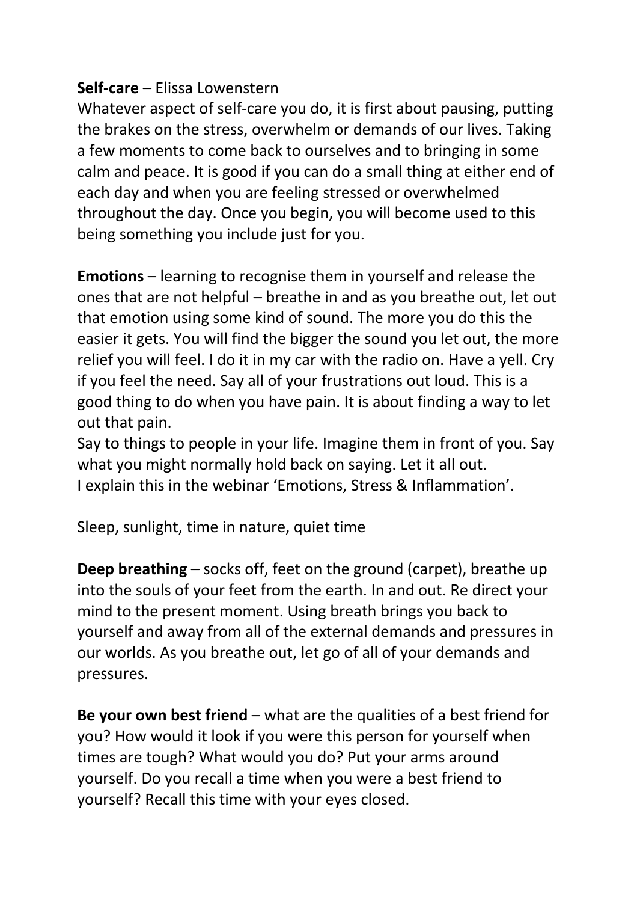**Self-care** – Elissa Lowenstern

Whatever aspect of self-care you do, it is first about pausing, putting the brakes on the stress, overwhelm or demands of our lives. Taking a few moments to come back to ourselves and to bringing in some calm and peace. It is good if you can do a small thing at either end of each day and when you are feeling stressed or overwhelmed throughout the day. Once you begin, you will become used to this being something you include just for you.

**Emotions** – learning to recognise them in yourself and release the ones that are not helpful – breathe in and as you breathe out, let out that emotion using some kind of sound. The more you do this the easier it gets. You will find the bigger the sound you let out, the more relief you will feel. I do it in my car with the radio on. Have a yell. Cry if you feel the need. Say all of your frustrations out loud. This is a good thing to do when you have pain. It is about finding a way to let out that pain.

Say to things to people in your life. Imagine them in front of you. Say what you might normally hold back on saying. Let it all out.

I explain this in the webinar 'Emotions, Stress & Inflammation'.

Sleep, sunlight, time in nature, quiet time

**Deep breathing** – socks off, feet on the ground (carpet), breathe up into the souls of your feet from the earth. In and out. Re direct your mind to the present moment. Using breath brings you back to yourself and away from all of the external demands and pressures in our worlds. As you breathe out, let go of all of your demands and pressures.

**Be your own best friend** – what are the qualities of a best friend for you? How would it look if you were this person for yourself when times are tough? What would you do? Put your arms around yourself. Do you recall a time when you were a best friend to yourself? Recall this time with your eyes closed.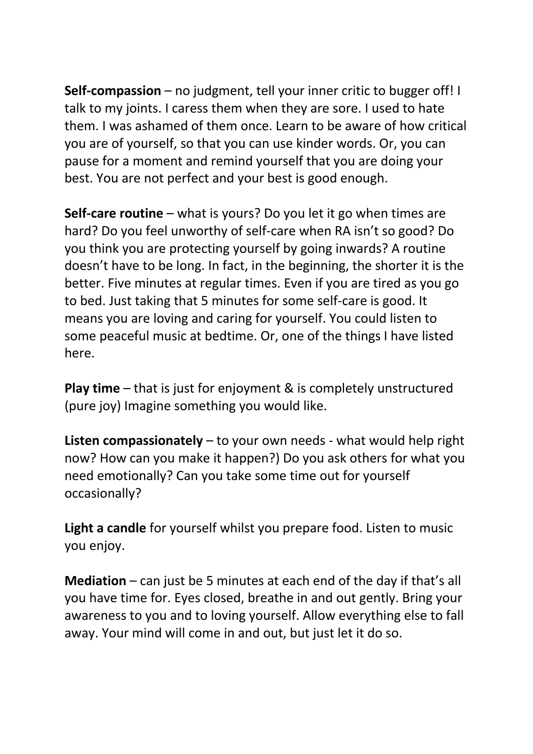**Self-compassion** – no judgment, tell your inner critic to bugger off! I talk to my joints. I caress them when they are sore. I used to hate them. I was ashamed of them once. Learn to be aware of how critical you are of yourself, so that you can use kinder words. Or, you can pause for a moment and remind yourself that you are doing your best. You are not perfect and your best is good enough.

**Self-care routine** – what is yours? Do you let it go when times are hard? Do you feel unworthy of self-care when RA isn't so good? Do you think you are protecting yourself by going inwards? A routine doesn't have to be long. In fact, in the beginning, the shorter it is the better. Five minutes at regular times. Even if you are tired as you go to bed. Just taking that 5 minutes for some self-care is good. It means you are loving and caring for yourself. You could listen to some peaceful music at bedtime. Or, one of the things I have listed here.

**Play time** – that is just for enjoyment & is completely unstructured (pure joy) Imagine something you would like.

**Listen compassionately** – to your own needs - what would help right now? How can you make it happen?) Do you ask others for what you need emotionally? Can you take some time out for yourself occasionally?

**Light a candle** for yourself whilst you prepare food. Listen to music you enjoy.

**Mediation** – can just be 5 minutes at each end of the day if that's all you have time for. Eyes closed, breathe in and out gently. Bring your awareness to you and to loving yourself. Allow everything else to fall away. Your mind will come in and out, but just let it do so.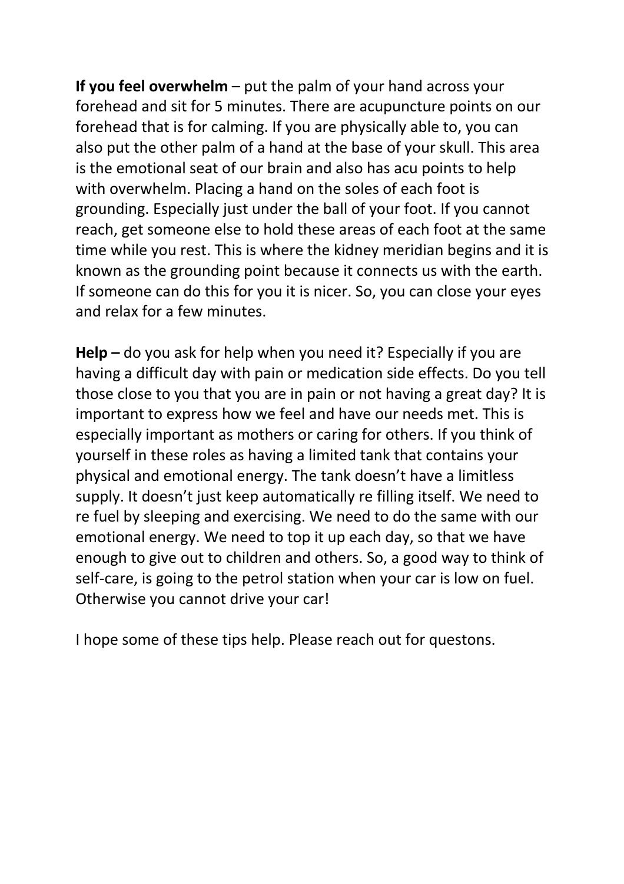**If you feel overwhelm** – put the palm of your hand across your forehead and sit for 5 minutes. There are acupuncture points on our forehead that is for calming. If you are physically able to, you can also put the other palm of a hand at the base of your skull. This area is the emotional seat of our brain and also has acu points to help with overwhelm. Placing a hand on the soles of each foot is grounding. Especially just under the ball of your foot. If you cannot reach, get someone else to hold these areas of each foot at the same time while you rest. This is where the kidney meridian begins and it is known as the grounding point because it connects us with the earth. If someone can do this for you it is nicer. So, you can close your eyes and relax for a few minutes.

**Help –** do you ask for help when you need it? Especially if you are having a difficult day with pain or medication side effects. Do you tell those close to you that you are in pain or not having a great day? It is important to express how we feel and have our needs met. This is especially important as mothers or caring for others. If you think of yourself in these roles as having a limited tank that contains your physical and emotional energy. The tank doesn't have a limitless supply. It doesn't just keep automatically re filling itself. We need to re fuel by sleeping and exercising. We need to do the same with our emotional energy. We need to top it up each day, so that we have enough to give out to children and others. So, a good way to think of self-care, is going to the petrol station when your car is low on fuel. Otherwise you cannot drive your car!

I hope some of these tips help. Please reach out for questons.